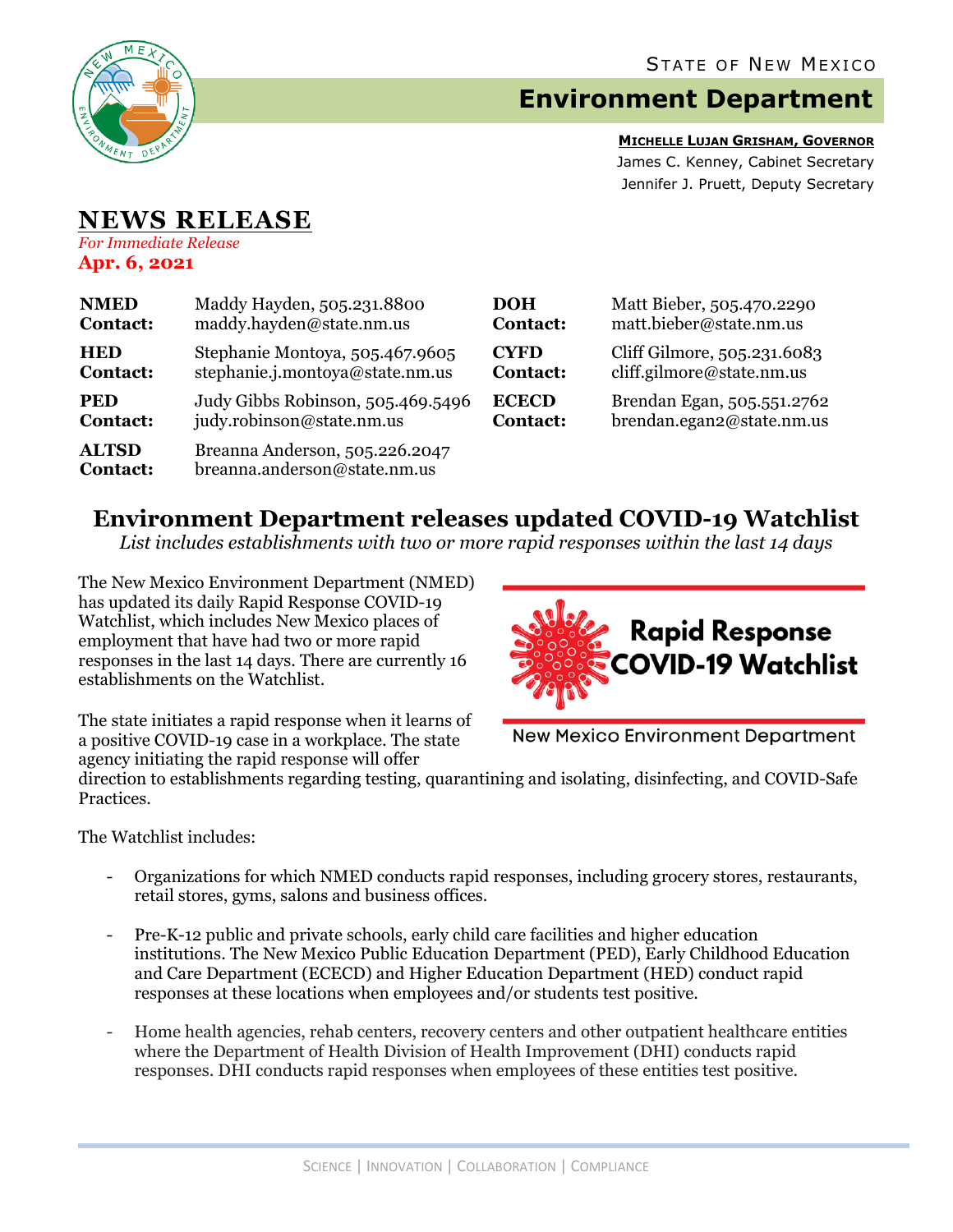State of New Mexico

# Environment Department

**Michelle Lujan Grisham, Governor**
James C. Kenney, Cabinet Secretary
Jennifer J. Pruett, Deputy Secretary

## NEWS RELEASE

*For Immediate Release*
**Apr. 6, 2021**

| | | | |
|---|---|---|---|
| **NMED Contact:** | Maddy Hayden, 505.231.8800 maddy.hayden@state.nm.us | **DOH Contact:** | Matt Bieber, 505.470.2290 matt.bieber@state.nm.us |
| **HED Contact:** | Stephanie Montoya, 505.467.9605 stephanie.j.montoya@state.nm.us | **CYFD Contact:** | Cliff Gilmore, 505.231.6083 cliff.gilmore@state.nm.us |
| **PED Contact:** | Judy Gibbs Robinson, 505.469.5496 judy.robinson@state.nm.us | **ECECD Contact:** | Brendan Egan, 505.551.2762 brendan.egan2@state.nm.us |
| **ALTSD Contact:** | Breanna Anderson, 505.226.2047 breanna.anderson@state.nm.us | | |

## Environment Department releases updated COVID-19 Watchlist

*List includes establishments with two or more rapid responses within the last 14 days*

**Rapid Response COVID-19 Watchlist**
New Mexico Environment Department

The New Mexico Environment Department (NMED) has updated its daily Rapid Response COVID-19 Watchlist, which includes New Mexico places of employment that have had two or more rapid responses in the last 14 days. There are currently 16 establishments on the Watchlist.

The state initiates a rapid response when it learns of a positive COVID-19 case in a workplace. The state agency initiating the rapid response will offer direction to establishments regarding testing, quarantining and isolating, disinfecting, and COVID-Safe Practices.

The Watchlist includes:

- Organizations for which NMED conducts rapid responses, including grocery stores, restaurants, retail stores, gyms, salons and business offices.
- Pre-K-12 public and private schools, early child care facilities and higher education institutions. The New Mexico Public Education Department (PED), Early Childhood Education and Care Department (ECECD) and Higher Education Department (HED) conduct rapid responses at these locations when employees and/or students test positive.
- Home health agencies, rehab centers, recovery centers and other outpatient healthcare entities where the Department of Health Division of Health Improvement (DHI) conducts rapid responses. DHI conducts rapid responses when employees of these entities test positive.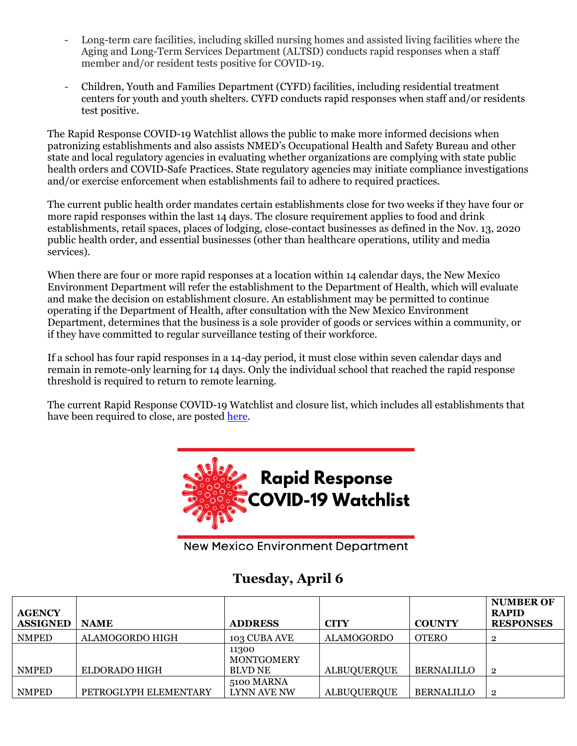- Long-term care facilities, including skilled nursing homes and assisted living facilities where the Aging and Long-Term Services Department (ALTSD) conducts rapid responses when a staff member and/or resident tests positive for COVID-19.

- Children, Youth and Families Department (CYFD) facilities, including residential treatment centers for youth and youth shelters. CYFD conducts rapid responses when staff and/or residents test positive.

The Rapid Response COVID-19 Watchlist allows the public to make more informed decisions when patronizing establishments and also assists NMED's Occupational Health and Safety Bureau and other state and local regulatory agencies in evaluating whether organizations are complying with state public health orders and COVID-Safe Practices. State regulatory agencies may initiate compliance investigations and/or exercise enforcement when establishments fail to adhere to required practices.

The current public health order mandates certain establishments close for two weeks if they have four or more rapid responses within the last 14 days. The closure requirement applies to food and drink establishments, retail spaces, places of lodging, close-contact businesses as defined in the Nov. 13, 2020 public health order, and essential businesses (other than healthcare operations, utility and media services).

When there are four or more rapid responses at a location within 14 calendar days, the New Mexico Environment Department will refer the establishment to the Department of Health, which will evaluate and make the decision on establishment closure. An establishment may be permitted to continue operating if the Department of Health, after consultation with the New Mexico Environment Department, determines that the business is a sole provider of goods or services within a community, or if they have committed to regular surveillance testing of their workforce.

If a school has four rapid responses in a 14-day period, it must close within seven calendar days and remain in remote-only learning for 14 days. Only the individual school that reached the rapid response threshold is required to return to remote learning.

The current Rapid Response COVID-19 Watchlist and closure list, which includes all establishments that have been required to close, are posted here.

**Rapid Response COVID-19 Watchlist**

New Mexico Environment Department

## Tuesday, April 6

| AGENCY ASSIGNED | NAME | ADDRESS | CITY | COUNTY | NUMBER OF RAPID RESPONSES |
|---|---|---|---|---|---|
| NMPED | ALAMOGORDO HIGH | 103 CUBA AVE | ALAMOGORDO | OTERO | 2 |
| NMPED | ELDORADO HIGH | 11300 MONTGOMERY BLVD NE | ALBUQUERQUE | BERNALILLO | 2 |
| NMPED | PETROGLYPH ELEMENTARY | 5100 MARNA LYNN AVE NW | ALBUQUERQUE | BERNALILLO | 2 |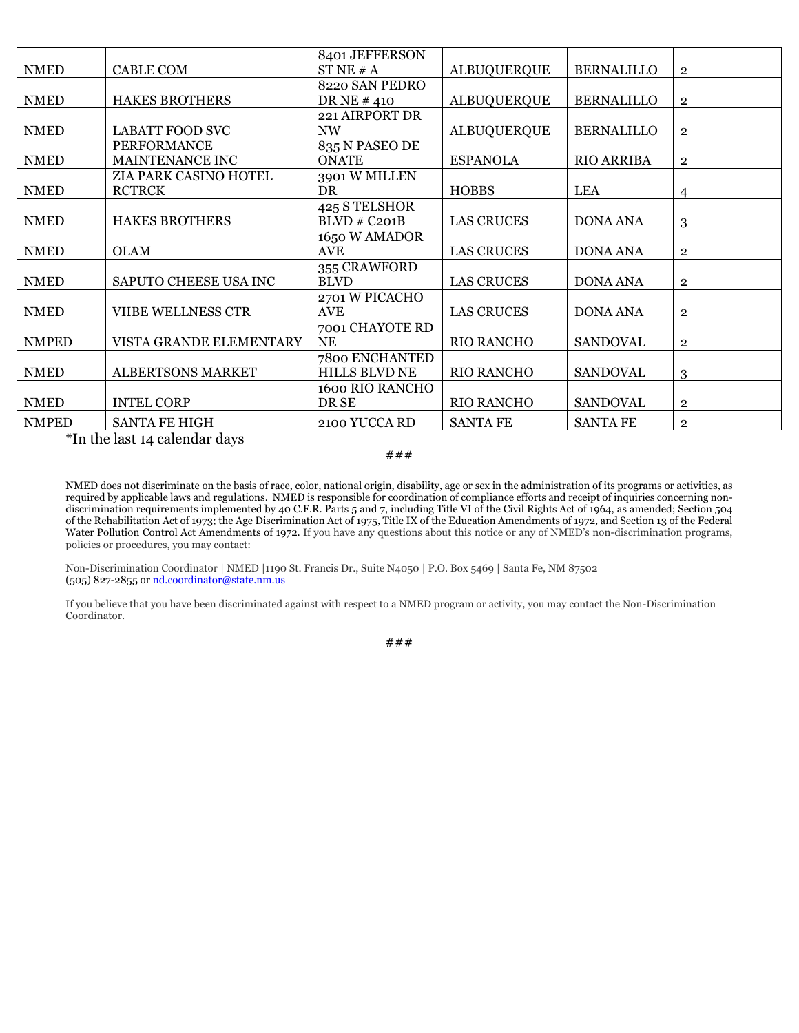| | | | | | |
|---|---|---|---|---|---|
| NMED | CABLE COM | 8401 JEFFERSON ST NE # A | ALBUQUERQUE | BERNALILLO | 2 |
| NMED | HAKES BROTHERS | 8220 SAN PEDRO DR NE # 410 | ALBUQUERQUE | BERNALILLO | 2 |
| NMED | LABATT FOOD SVC | 221 AIRPORT DR NW | ALBUQUERQUE | BERNALILLO | 2 |
| NMED | PERFORMANCE MAINTENANCE INC | 835 N PASEO DE ONATE | ESPANOLA | RIO ARRIBA | 2 |
| NMED | ZIA PARK CASINO HOTEL RCTRCK | 3901 W MILLEN DR | HOBBS | LEA | 4 |
| NMED | HAKES BROTHERS | 425 S TELSHOR BLVD # C201B | LAS CRUCES | DONA ANA | 3 |
| NMED | OLAM | 1650 W AMADOR AVE | LAS CRUCES | DONA ANA | 2 |
| NMED | SAPUTO CHEESE USA INC | 355 CRAWFORD BLVD | LAS CRUCES | DONA ANA | 2 |
| NMED | VIIBE WELLNESS CTR | 2701 W PICACHO AVE | LAS CRUCES | DONA ANA | 2 |
| NMPED | VISTA GRANDE ELEMENTARY | 7001 CHAYOTE RD NE | RIO RANCHO | SANDOVAL | 2 |
| NMED | ALBERTSONS MARKET | 7800 ENCHANTED HILLS BLVD NE | RIO RANCHO | SANDOVAL | 3 |
| NMED | INTEL CORP | 1600 RIO RANCHO DR SE | RIO RANCHO | SANDOVAL | 2 |
| NMPED | SANTA FE HIGH | 2100 YUCCA RD | SANTA FE | SANTA FE | 2 |

*In the last 14 calendar days

###

NMED does not discriminate on the basis of race, color, national origin, disability, age or sex in the administration of its programs or activities, as required by applicable laws and regulations. NMED is responsible for coordination of compliance efforts and receipt of inquiries concerning non-discrimination requirements implemented by 40 C.F.R. Parts 5 and 7, including Title VI of the Civil Rights Act of 1964, as amended; Section 504 of the Rehabilitation Act of 1973; the Age Discrimination Act of 1975, Title IX of the Education Amendments of 1972, and Section 13 of the Federal Water Pollution Control Act Amendments of 1972. If you have any questions about this notice or any of NMED's non-discrimination programs, policies or procedures, you may contact:

Non-Discrimination Coordinator | NMED |1190 St. Francis Dr., Suite N4050 | P.O. Box 5469 | Santa Fe, NM 87502
(505) 827-2855 or nd.coordinator@state.nm.us

If you believe that you have been discriminated against with respect to a NMED program or activity, you may contact the Non-Discrimination Coordinator.

###